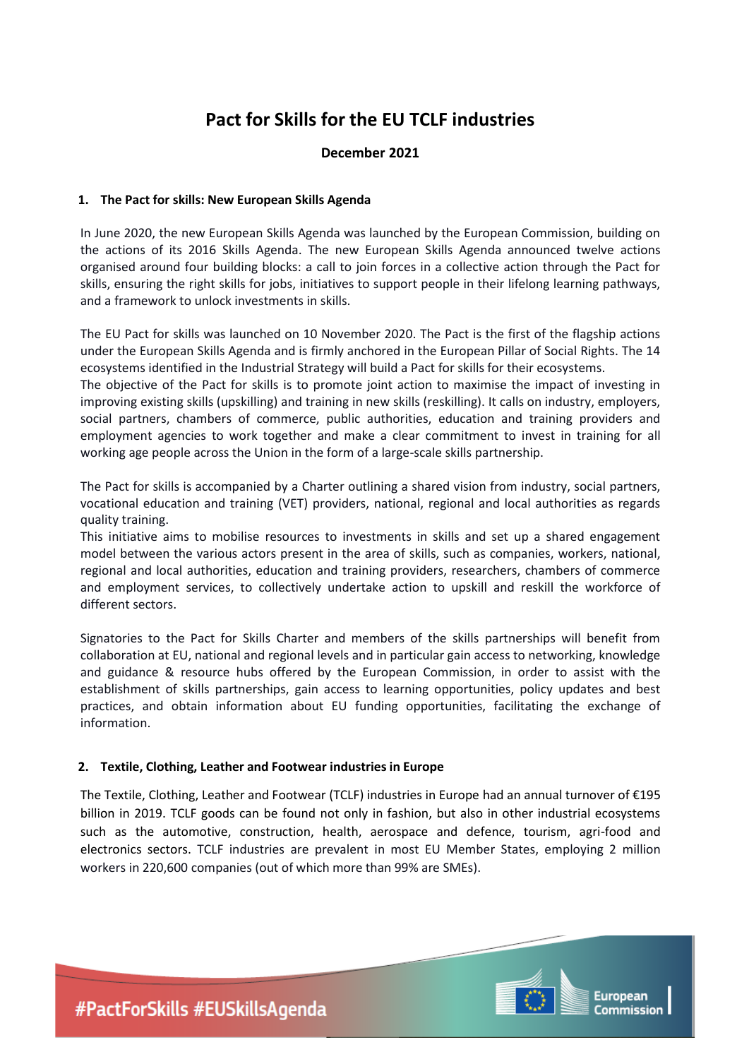# Pact for Skills for the EU TCLF industries

**December 2021**

## 1. The Pact for skills: New European Skills Agenda

In June 2020, the new European Skills Agenda was launched by the European Commission, building on the actions of its 2016 Skills Agenda. The new European Skills Agenda announced twelve actions organised around four building blocks: a call to join forces in a collective action through the Pact for skills, ensuring the right skills for jobs, initiatives to support people in their lifelong learning pathways, and a framework to unlock investments in skills.

The EU Pact for skills was launched on 10 November 2020. The Pact is the first of the flagship actions under the European Skills Agenda and is firmly anchored in the European Pillar of Social Rights. The 14 ecosystems identified in the Industrial Strategy will build a Pact for skills for their ecosystems.

The objective of the Pact for skills is to promote joint action to maximise the impact of investing in improving existing skills (upskilling) and training in new skills (reskilling). It calls on industry, employers, social partners, chambers of commerce, public authorities, education and training providers and employment agencies to work together and make a clear commitment to invest in training for all working age people across the Union in the form of a large-scale skills partnership.

The Pact for skills is accompanied by a Charter outlining a shared vision from industry, social partners, vocational education and training (VET) providers, national, regional and local authorities as regards quality training.

This initiative aims to mobilise resources to investments in skills and set up a shared engagement model between the various actors present in the area of skills, such as companies, workers, national, regional and local authorities, education and training providers, researchers, chambers of commerce and employment services, to collectively undertake action to upskill and reskill the workforce of different sectors.

Signatories to the Pact for Skills Charter and members of the skills partnerships will benefit from collaboration at EU, national and regional levels and in particular gain access to networking, knowledge and guidance & resource hubs offered by the European Commission, in order to assist with the establishment of skills partnerships, gain access to learning opportunities, policy updates and best practices, and obtain information about EU funding opportunities, facilitating the exchange of information.

## 2. Textile, Clothing, Leather and Footwear industries in Europe

The Textile, Clothing, Leather and Footwear (TCLF) industries in Europe had an annual turnover of €195 billion in 2019. TCLF goods can be found not only in fashion, but also in other industrial ecosystems such as the automotive, construction, health, aerospace and defence, tourism, agri-food and electronics sectors. TCLF industries are prevalent in most EU Member States, employing 2 million workers in 220,600 companies (out of which more than 99% are SMEs).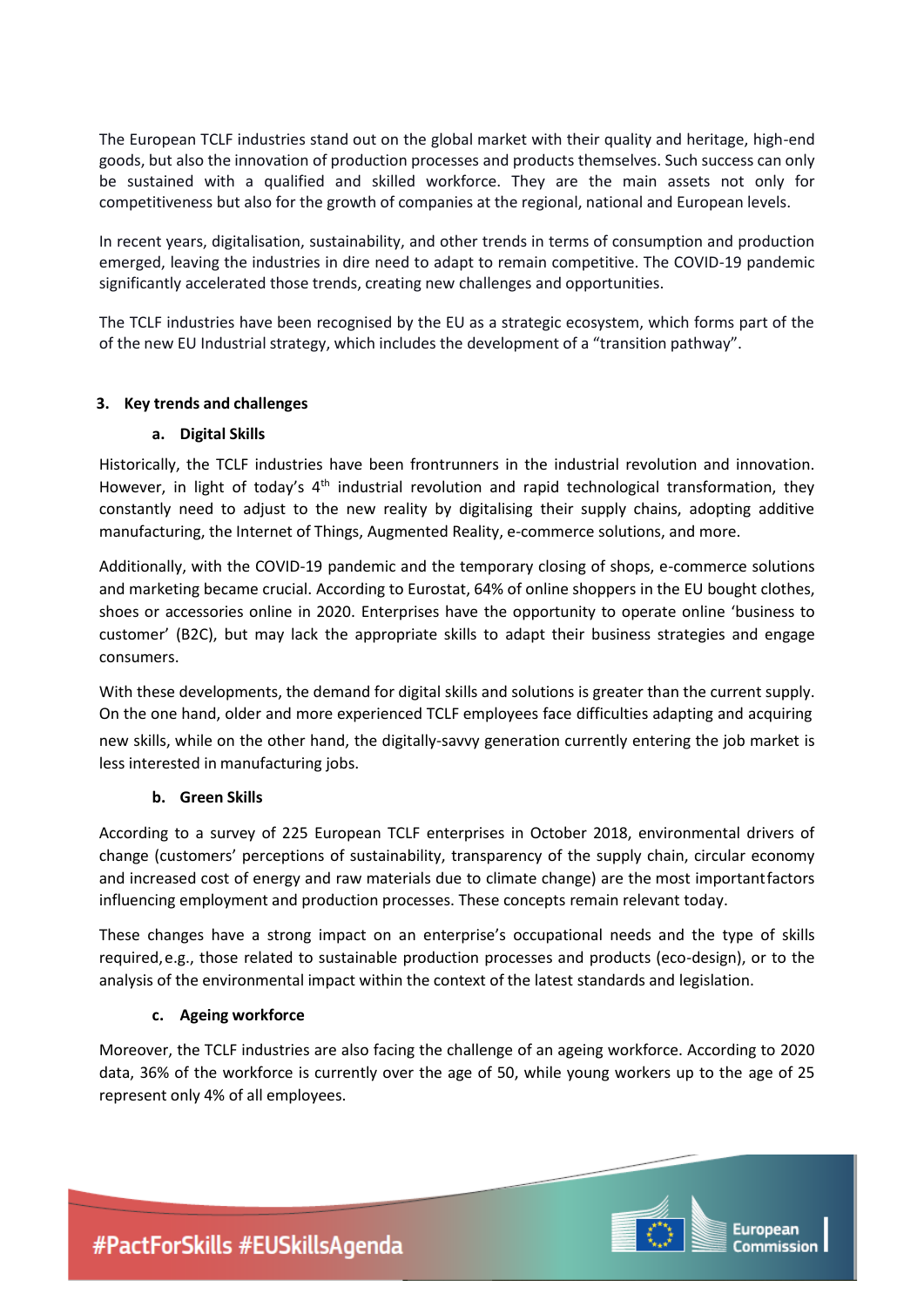The European TCLF industries stand out on the global market with their quality and heritage, high-end goods, but also the innovation of production processes and products themselves. Such success can only be sustained with a qualified and skilled workforce. They are the main assets not only for competitiveness but also for the growth of companies at the regional, national and European levels.

In recent years, digitalisation, sustainability, and other trends in terms of consumption and production emerged, leaving the industries in dire need to adapt to remain competitive. The COVID-19 pandemic significantly accelerated those trends, creating new challenges and opportunities.

The TCLF industries have been recognised by the EU as a strategic ecosystem, which forms part of the of the new EU Industrial strategy, which includes the development of a "transition pathway".

## 3. Key trends and challenges

### a. Digital Skills

Historically, the TCLF industries have been frontrunners in the industrial revolution and innovation. However, in light of today's 4th industrial revolution and rapid technological transformation, they constantly need to adjust to the new reality by digitalising their supply chains, adopting additive manufacturing, the Internet of Things, Augmented Reality, e-commerce solutions, and more.

Additionally, with the COVID-19 pandemic and the temporary closing of shops, e-commerce solutions and marketing became crucial. According to Eurostat, 64% of online shoppers in the EU bought clothes, shoes or accessories online in 2020. Enterprises have the opportunity to operate online 'business to customer' (B2C), but may lack the appropriate skills to adapt their business strategies and engage consumers.

With these developments, the demand for digital skills and solutions is greater than the current supply. On the one hand, older and more experienced TCLF employees face difficulties adapting and acquiring new skills, while on the other hand, the digitally-savvy generation currently entering the job market is less interested in manufacturing jobs.

### b. Green Skills

According to a survey of 225 European TCLF enterprises in October 2018, environmental drivers of change (customers' perceptions of sustainability, transparency of the supply chain, circular economy and increased cost of energy and raw materials due to climate change) are the most important factors influencing employment and production processes. These concepts remain relevant today.

These changes have a strong impact on an enterprise's occupational needs and the type of skills required, e.g., those related to sustainable production processes and products (eco-design), or to the analysis of the environmental impact within the context of the latest standards and legislation.

### c. Ageing workforce

Moreover, the TCLF industries are also facing the challenge of an ageing workforce. According to 2020 data, 36% of the workforce is currently over the age of 50, while young workers up to the age of 25 represent only 4% of all employees.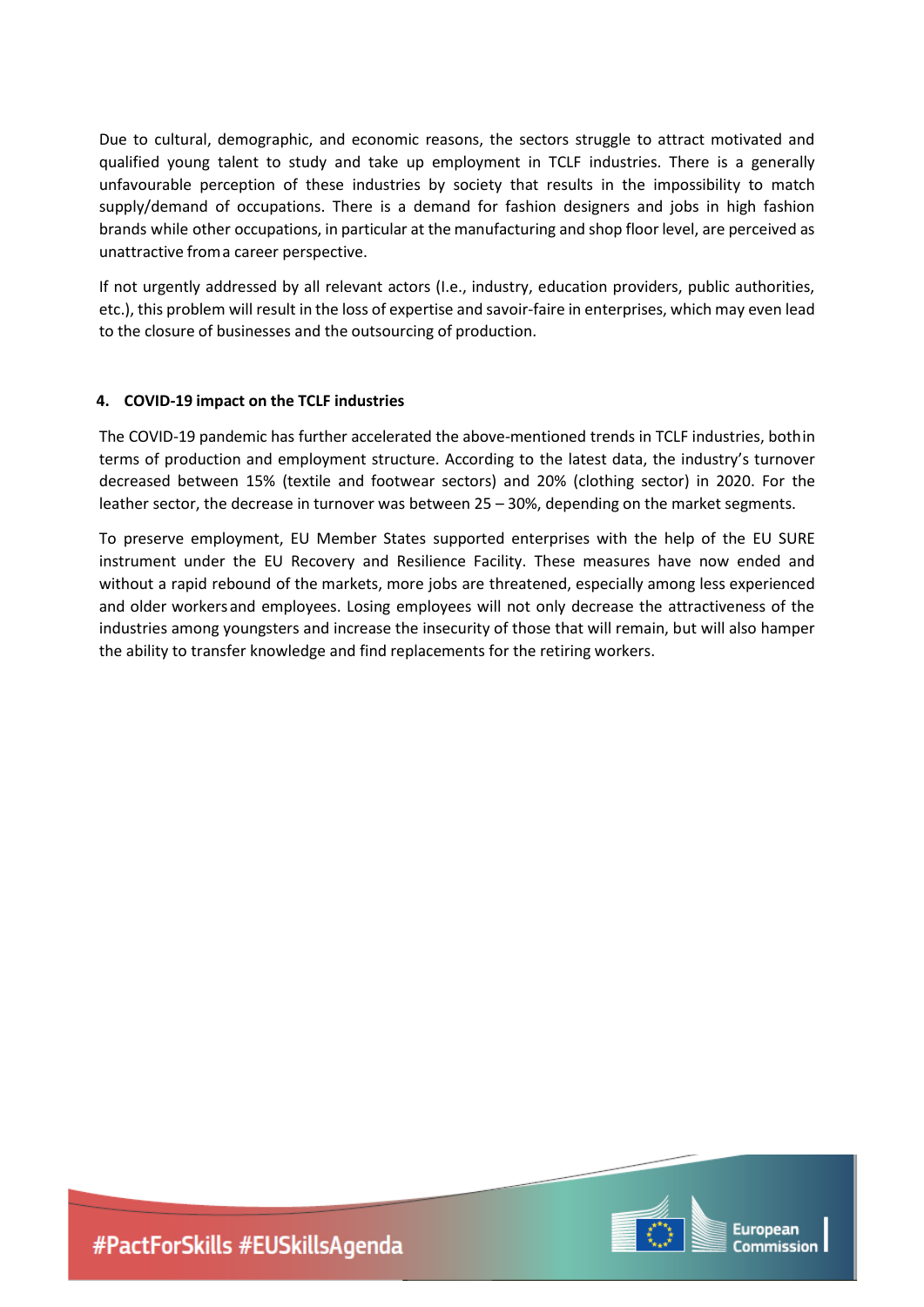Due to cultural, demographic, and economic reasons, the sectors struggle to attract motivated and qualified young talent to study and take up employment in TCLF industries. There is a generally unfavourable perception of these industries by society that results in the impossibility to match supply/demand of occupations. There is a demand for fashion designers and jobs in high fashion brands while other occupations, in particular at the manufacturing and shop floor level, are perceived as unattractive from a career perspective.

If not urgently addressed by all relevant actors (I.e., industry, education providers, public authorities, etc.), this problem will result in the loss of expertise and savoir-faire in enterprises, which may even lead to the closure of businesses and the outsourcing of production.

#### 4. COVID-19 impact on the TCLF industries

The COVID-19 pandemic has further accelerated the above-mentioned trends in TCLF industries, both in terms of production and employment structure. According to the latest data, the industry's turnover decreased between 15% (textile and footwear sectors) and 20% (clothing sector) in 2020. For the leather sector, the decrease in turnover was between 25 – 30%, depending on the market segments.

To preserve employment, EU Member States supported enterprises with the help of the EU SURE instrument under the EU Recovery and Resilience Facility. These measures have now ended and without a rapid rebound of the markets, more jobs are threatened, especially among less experienced and older workers and employees. Losing employees will not only decrease the attractiveness of the industries among youngsters and increase the insecurity of those that will remain, but will also hamper the ability to transfer knowledge and find replacements for the retiring workers.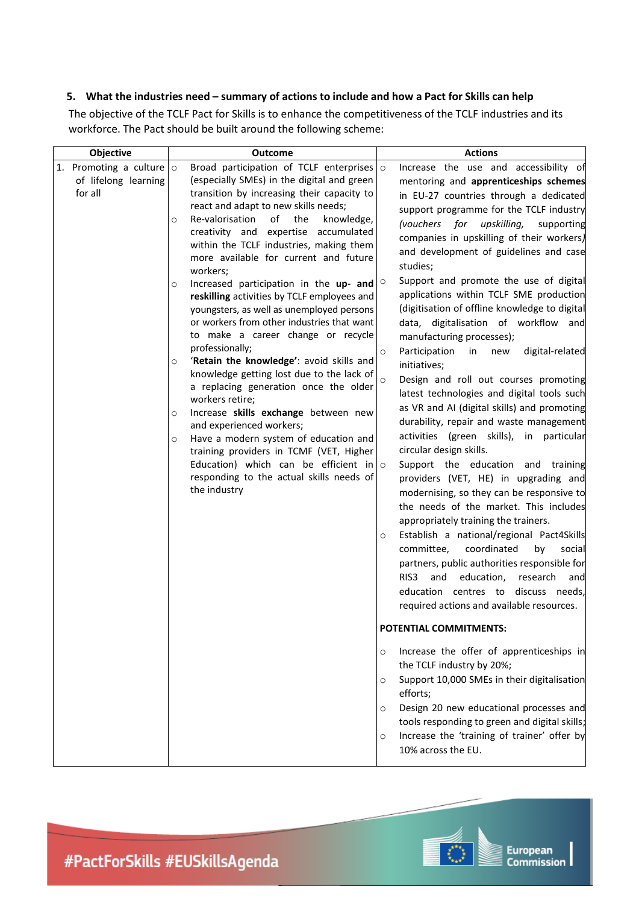### 5. What the industries need – summary of actions to include and how a Pact for Skills can help

The objective of the TCLF Pact for Skills is to enhance the competitiveness of the TCLF industries and its workforce. The Pact should be built around the following scheme:

| Objective | Outcome | Actions |
|---|---|---|
| 1. Promoting a culture of lifelong learning for all | ○ Broad participation of TCLF enterprises (especially SMEs) in the digital and green transition by increasing their capacity to react and adapt to new skills needs;<br>○ Re-valorisation of the knowledge, creativity and expertise accumulated within the TCLF industries, making them more available for current and future workers;<br>○ Increased participation in the **up- and reskilling** activities by TCLF employees and youngsters, as well as unemployed persons or workers from other industries that want to make a career change or recycle professionally;<br>○ '**Retain the knowledge**': avoid skills and knowledge getting lost due to the lack of a replacing generation once the older workers retire;<br>○ Increase **skills exchange** between new and experienced workers;<br>○ Have a modern system of education and training providers in TCMF (VET, Higher Education) which can be efficient in responding to the actual skills needs of the industry | ○ Increase the use and accessibility of mentoring and **apprenticeships schemes** in EU-27 countries through a dedicated support programme for the TCLF industry *(vouchers for upskilling,* supporting companies in upskilling of their workers*)* and development of guidelines and case studies;<br>○ Support and promote the use of digital applications within TCLF SME production (digitisation of offline knowledge to digital data, digitalisation of workflow and manufacturing processes);<br>○ Participation in new digital-related initiatives;<br>○ Design and roll out courses promoting latest technologies and digital tools such as VR and AI (digital skills) and promoting durability, repair and waste management activities (green skills), in particular circular design skills.<br>○ Support the education and training providers (VET, HE) in upgrading and modernising, so they can be responsive to the needs of the market. This includes appropriately training the trainers.<br>○ Establish a national/regional Pact4Skills committee, coordinated by social partners, public authorities responsible for RIS3 and education, research and education centres to discuss needs, required actions and available resources.<br><br>**POTENTIAL COMMITMENTS:**<br><br>○ Increase the offer of apprenticeships in the TCLF industry by 20%;<br>○ Support 10,000 SMEs in their digitalisation efforts;<br>○ Design 20 new educational processes and tools responding to green and digital skills;<br>○ Increase the 'training of trainer' offer by 10% across the EU. |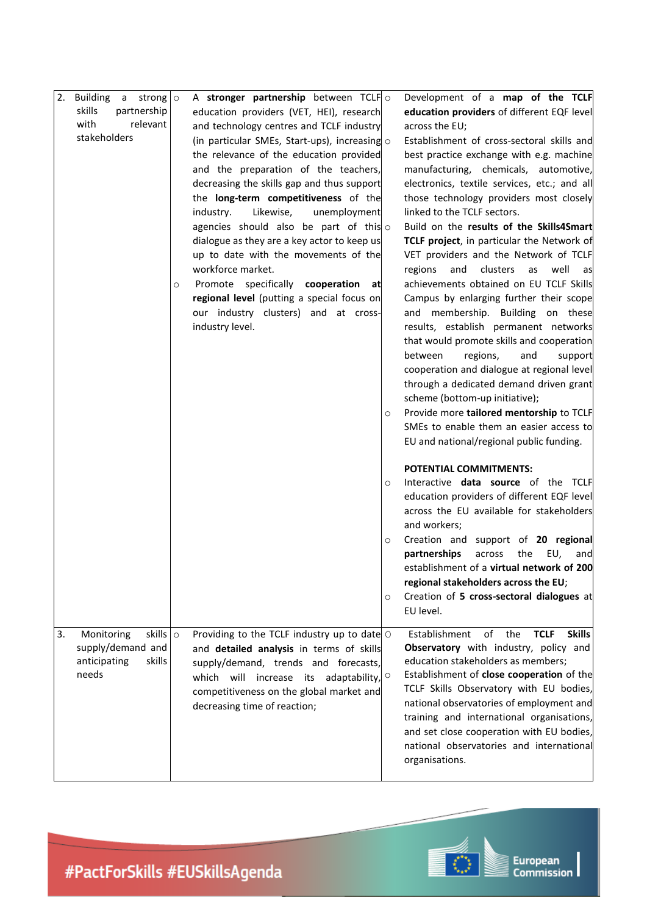| | | |
|---|---|---|
| 2. Building a strong skills partnership with relevant stakeholders | ○ A **stronger partnership** between TCLF education providers (VET, HEI), research and technology centres and TCLF industry (in particular SMEs, Start-ups), increasing the relevance of the education provided and the preparation of the teachers, decreasing the skills gap and thus support the **long-term competitiveness** of the industry. Likewise, unemployment agencies should also be part of this dialogue as they are a key actor to keep us up to date with the movements of the workforce market.<br>○ Promote specifically **cooperation at regional level** (putting a special focus on our industry clusters) and at cross-industry level. | ○ Development of a **map of the TCLF education providers** of different EQF level across the EU;<br>○ Establishment of cross-sectoral skills and best practice exchange with e.g. machine manufacturing, chemicals, automotive, electronics, textile services, etc.; and all those technology providers most closely linked to the TCLF sectors.<br>○ Build on the **results of the Skills4Smart TCLF project**, in particular the Network of VET providers and the Network of TCLF regions and clusters as well as achievements obtained on EU TCLF Skills Campus by enlarging further their scope and membership. Building on these results, establish permanent networks that would promote skills and cooperation between regions, and support cooperation and dialogue at regional level through a dedicated demand driven grant scheme (bottom-up initiative);<br>○ Provide more **tailored mentorship** to TCLF SMEs to enable them an easier access to EU and national/regional public funding.<br><br>**POTENTIAL COMMITMENTS:**<br>○ Interactive **data source** of the TCLF education providers of different EQF level across the EU available for stakeholders and workers;<br>○ Creation and support of **20 regional partnerships** across the EU, and establishment of a **virtual network of 200 regional stakeholders across the EU**;<br>○ Creation of **5 cross-sectoral dialogues** at EU level. |
| 3. Monitoring skills supply/demand and anticipating skills needs | ○ Providing to the TCLF industry up to date and **detailed analysis** in terms of skills supply/demand, trends and forecasts, which will increase its adaptability, competitiveness on the global market and decreasing time of reaction; | ○ Establishment of the **TCLF Skills Observatory** with industry, policy and education stakeholders as members;<br>○ Establishment of **close cooperation** of the TCLF Skills Observatory with EU bodies, national observatories of employment and training and international organisations, and set close cooperation with EU bodies, national observatories and international organisations. |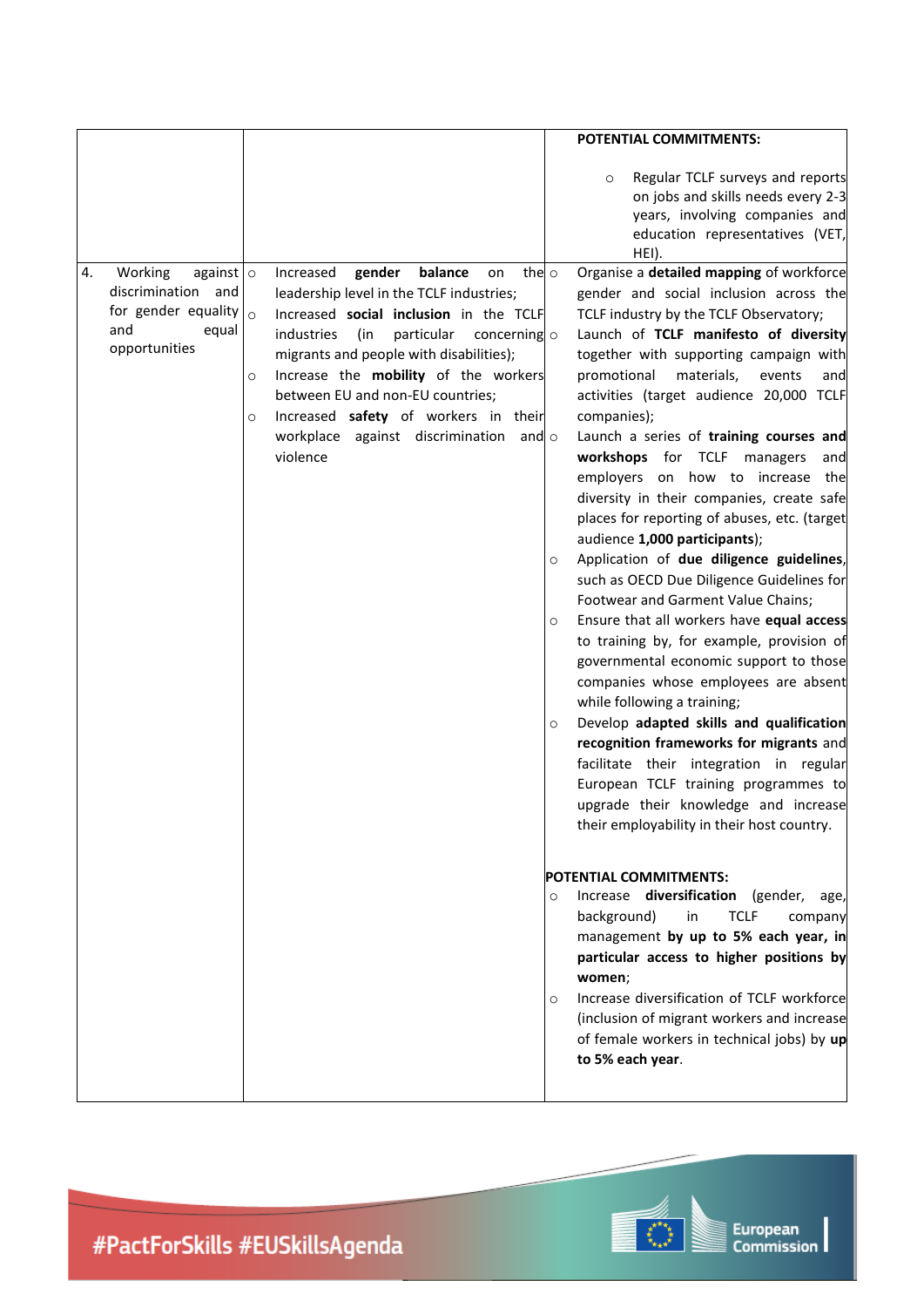| | | |
|---|---|---|
| | | **POTENTIAL COMMITMENTS:**<br><br>○ Regular TCLF surveys and reports on jobs and skills needs every 2-3 years, involving companies and education representatives (VET, HEI). |
| 4. Working against discrimination and for gender equality and equal opportunities | ○ Increased **gender balance** on the leadership level in the TCLF industries;<br>○ Increased **social inclusion** in the TCLF industries (in particular concerning migrants and people with disabilities);<br>○ Increase the **mobility** of the workers between EU and non-EU countries;<br>○ Increased **safety** of workers in their workplace against discrimination and violence | ○ Organise a **detailed mapping** of workforce gender and social inclusion across the TCLF industry by the TCLF Observatory;<br>○ Launch of **TCLF manifesto of diversity** together with supporting campaign with promotional materials, events and activities (target audience 20,000 TCLF companies);<br>○ Launch a series of **training courses and workshops** for TCLF managers and employers on how to increase the diversity in their companies, create safe places for reporting of abuses, etc. (target audience **1,000 participants**);<br>○ Application of **due diligence guidelines**, such as OECD Due Diligence Guidelines for Footwear and Garment Value Chains;<br>○ Ensure that all workers have **equal access** to training by, for example, provision of governmental economic support to those companies whose employees are absent while following a training;<br>○ Develop **adapted skills and qualification recognition frameworks for migrants** and facilitate their integration in regular European TCLF training programmes to upgrade their knowledge and increase their employability in their host country.<br><br>**POTENTIAL COMMITMENTS:**<br>○ Increase **diversification** (gender, age, background) in TCLF company management **by up to 5% each year, in particular access to higher positions by women**;<br>○ Increase diversification of TCLF workforce (inclusion of migrant workers and increase of female workers in technical jobs) by **up to 5% each year**. |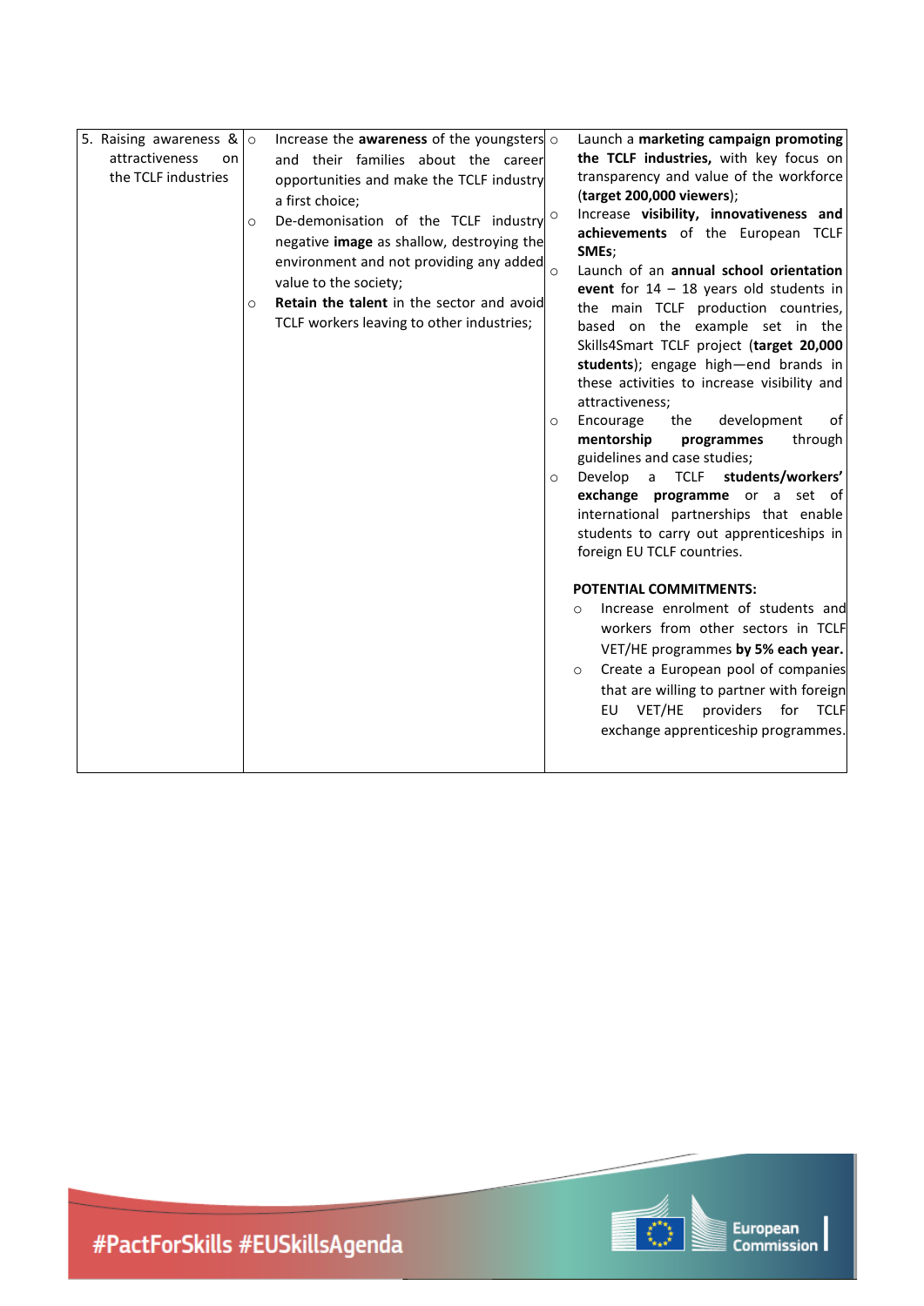| | | |
|---|---|---|
| 5. Raising awareness & attractiveness on the TCLF industries | ○ Increase the **awareness** of the youngsters and their families about the career opportunities and make the TCLF industry a first choice;<br>○ De-demonisation of the TCLF industry negative **image** as shallow, destroying the environment and not providing any added value to the society;<br>○ **Retain the talent** in the sector and avoid TCLF workers leaving to other industries; | ○ Launch a **marketing campaign promoting the TCLF industries,** with key focus on transparency and value of the workforce (**target 200,000 viewers**);<br>○ Increase **visibility, innovativeness and achievements** of the European TCLF **SMEs**;<br>○ Launch of an **annual school orientation event** for 14 – 18 years old students in the main TCLF production countries, based on the example set in the Skills4Smart TCLF project (**target 20,000 students**); engage high—end brands in these activities to increase visibility and attractiveness;<br>○ Encourage the development of **mentorship programmes** through guidelines and case studies;<br>○ Develop a TCLF **students/workers' exchange programme** or a set of international partnerships that enable students to carry out apprenticeships in foreign EU TCLF countries.<br><br>**POTENTIAL COMMITMENTS:**<br>○ Increase enrolment of students and workers from other sectors in TCLF VET/HE programmes **by 5% each year.**<br>○ Create a European pool of companies that are willing to partner with foreign EU VET/HE providers for TCLF exchange apprenticeship programmes. |